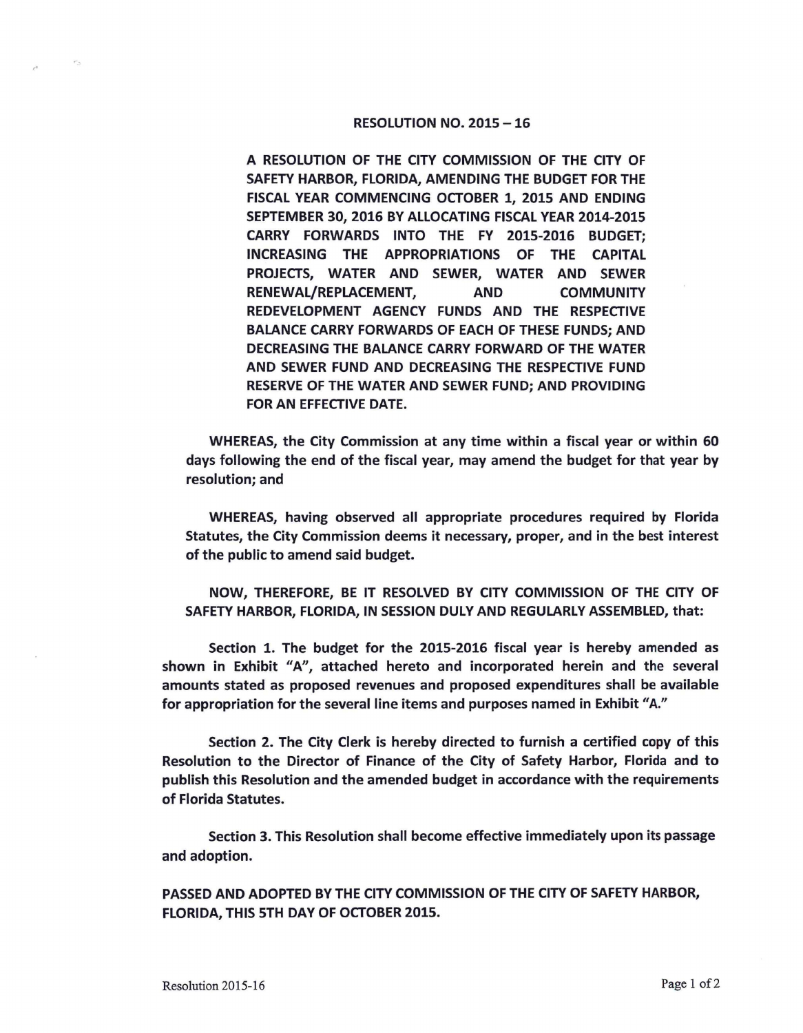# RESOLUTION NO. 2015 – 16

**A RESOLUTION OF THE CITY COMMISSION OF THE CITY OF SAFETY HARBOR, FLORIDA, AMENDING THE BUDGET FOR THE FISCAL YEAR COMMENCING OCTOBER 1, 2015 AND ENDING SEPTEMBER 30, 2016 BY ALLOCATING FISCAL YEAR 2014-2015 CARRY FORWARDS INTO THE FY 2015-2016 BUDGET; INCREASING THE APPROPRIATIONS OF THE CAPITAL PROJECTS, WATER AND SEWER, WATER AND SEWER RENEWAL/REPLACEMENT, AND COMMUNITY REDEVELOPMENT AGENCY FUNDS AND THE RESPECTIVE BALANCE CARRY FORWARDS OF EACH OF THESE FUNDS; AND DECREASING THE BALANCE CARRY FORWARD OF THE WATER AND SEWER FUND AND DECREASING THE RESPECTIVE FUND RESERVE OF THE WATER AND SEWER FUND; AND PROVIDING FOR AN EFFECTIVE DATE.**

**WHEREAS, the City Commission at any time within a fiscal year or within 60 days following the end of the fiscal year, may amend the budget for that year by resolution; and**

**WHEREAS, having observed all appropriate procedures required by Florida Statutes, the City Commission deems it necessary, proper, and in the best interest of the public to amend said budget.**

**NOW, THEREFORE, BE IT RESOLVED BY CITY COMMISSION OF THE CITY OF SAFETY HARBOR, FLORIDA, IN SESSION DULY AND REGULARLY ASSEMBLED, that:**

**Section 1. The budget for the 2015-2016 fiscal year is hereby amended as shown in Exhibit "A", attached hereto and incorporated herein and the several amounts stated as proposed revenues and proposed expenditures shall be available for appropriation for the several line items and purposes named in Exhibit "A."**

**Section 2. The City Clerk is hereby directed to furnish a certified copy of this Resolution to the Director of Finance of the City of Safety Harbor, Florida and to publish this Resolution and the amended budget in accordance with the requirements of Florida Statutes.**

**Section 3. This Resolution shall become effective immediately upon its passage and adoption.**

**PASSED AND ADOPTED BY THE CITY COMMISSION OF THE CITY OF SAFETY HARBOR, FLORIDA, THIS 5TH DAY OF OCTOBER 2015.**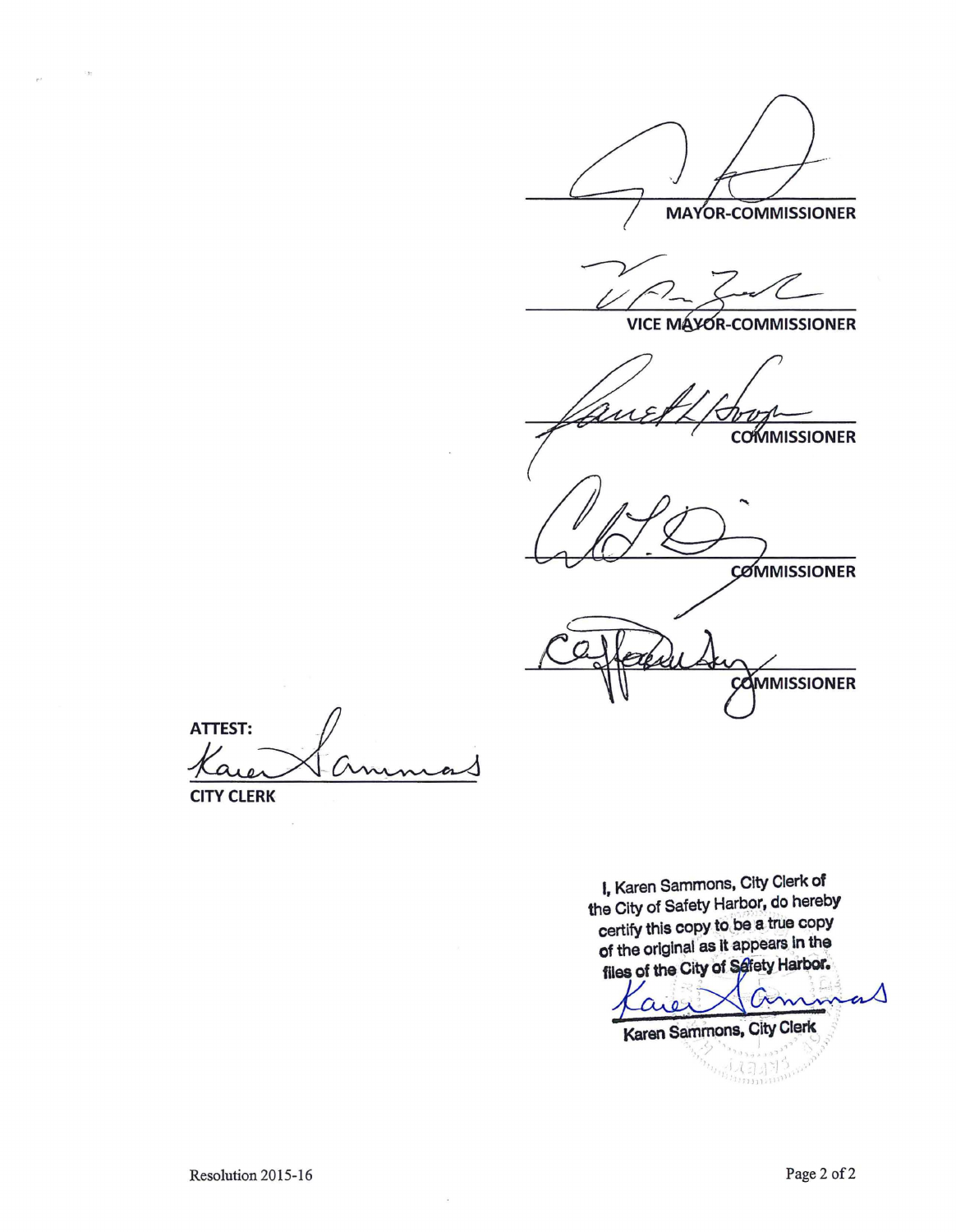MAYOR-COMMISSIONER

VICE MAYOR-COMMISSIONER

COMMISSIONER

COMMISSIONER

COMMISSIONER

ATTEST:

CITY CLERK

I, Karen Sammons, City Clerk of the City of Safety Harbor, do hereby certify this copy to be a true copy of the original as it appears in the files of the City of Safety Harbor.

Karen Sammons, City Clerk

Resolution 2015-16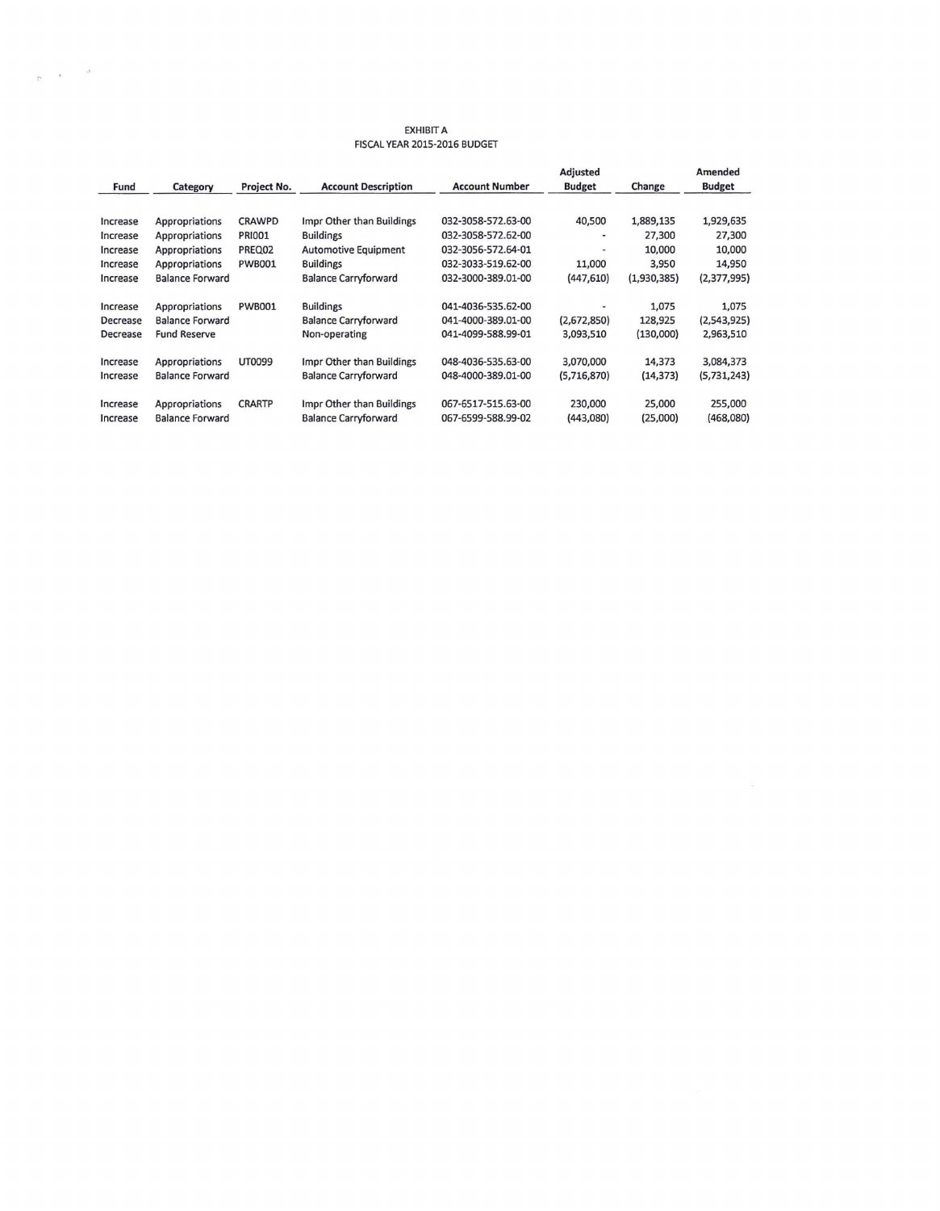EXHIBIT A

FISCAL YEAR 2015-2016 BUDGET

| Fund | Category | Project No. | Account Description | Account Number | Adjusted Budget | Change | Amended Budget |
|---|---|---|---|---|---|---|---|
| Increase | Appropriations | CRAWPD | Impr Other than Buildings | 032-3058-572.63-00 | 40,500 | 1,889,135 | 1,929,635 |
| Increase | Appropriations | PRI001 | Buildings | 032-3058-572.62-00 | - | 27,300 | 27,300 |
| Increase | Appropriations | PREQ02 | Automotive Equipment | 032-3056-572.64-01 | - | 10,000 | 10,000 |
| Increase | Appropriations | PWB001 | Buildings | 032-3033-519.62-00 | 11,000 | 3,950 | 14,950 |
| Increase | Balance Forward | | Balance Carryforward | 032-3000-389.01-00 | (447,610) | (1,930,385) | (2,377,995) |
| Increase | Appropriations | PWB001 | Buildings | 041-4036-535.62-00 | - | 1,075 | 1,075 |
| Decrease | Balance Forward | | Balance Carryforward | 041-4000-389.01-00 | (2,672,850) | 128,925 | (2,543,925) |
| Decrease | Fund Reserve | | Non-operating | 041-4099-588.99-01 | 3,093,510 | (130,000) | 2,963,510 |
| Increase | Appropriations | UT0099 | Impr Other than Buildings | 048-4036-535.63-00 | 3,070,000 | 14,373 | 3,084,373 |
| Increase | Balance Forward | | Balance Carryforward | 048-4000-389.01-00 | (5,716,870) | (14,373) | (5,731,243) |
| Increase | Appropriations | CRARTP | Impr Other than Buildings | 067-6517-515.63-00 | 230,000 | 25,000 | 255,000 |
| Increase | Balance Forward | | Balance Carryforward | 067-6599-588.99-02 | (443,080) | (25,000) | (468,080) |